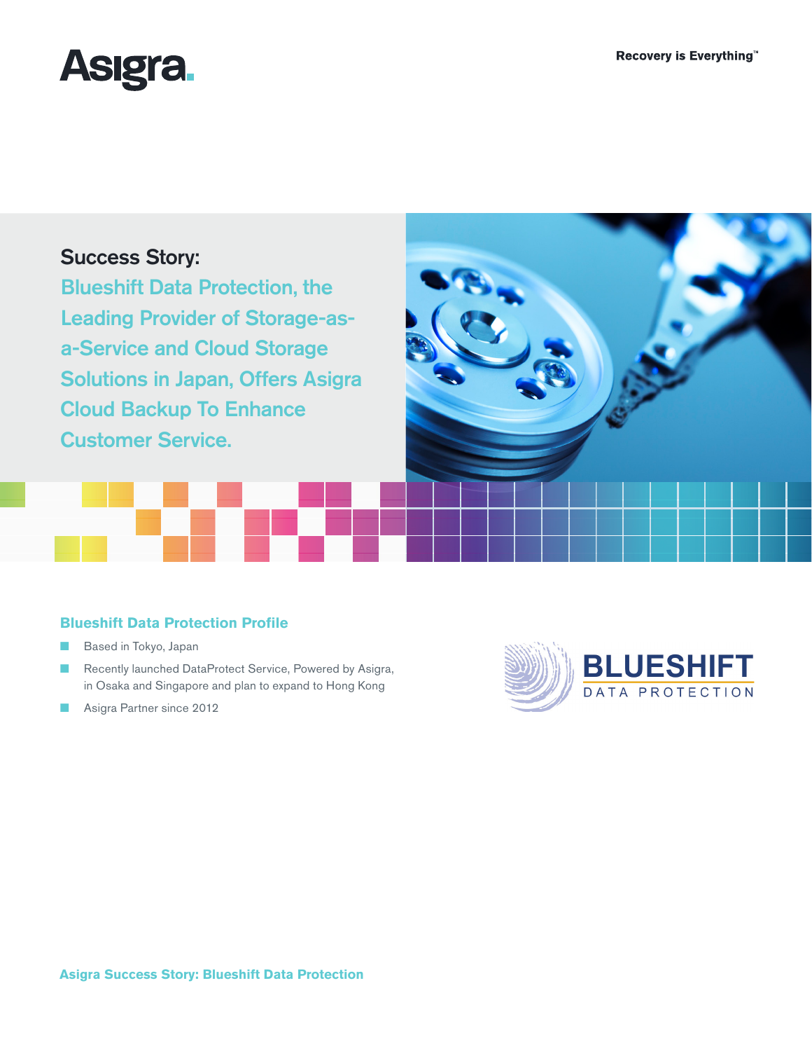Recovery is Everything™

# Success Story:

## Blueshift Data Protection, the Leading Provider of Storage-as-a-Service and Cloud Storage Solutions in Japan, Offers Asigra Cloud Backup To Enhance Customer Service.

### Blueshift Data Protection Profile

- Based in Tokyo, Japan
- Recently launched DataProtect Service, Powered by Asigra, in Osaka and Singapore and plan to expand to Hong Kong
- Asigra Partner since 2012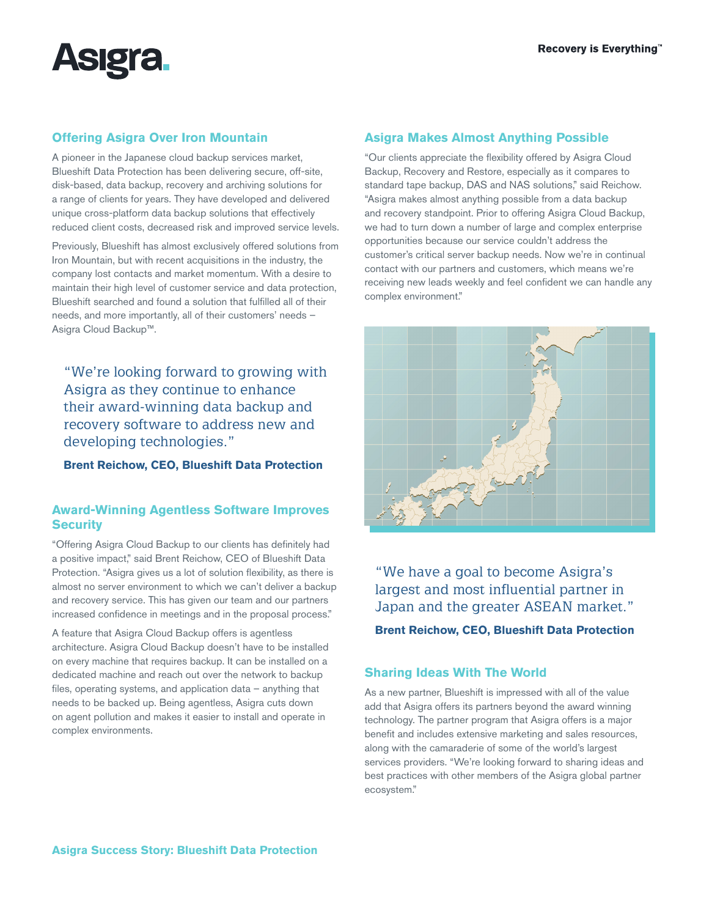## Offering Asigra Over Iron Mountain

A pioneer in the Japanese cloud backup services market, Blueshift Data Protection has been delivering secure, off-site, disk-based, data backup, recovery and archiving solutions for a range of clients for years. They have developed and delivered unique cross-platform data backup solutions that effectively reduced client costs, decreased risk and improved service levels.

Previously, Blueshift has almost exclusively offered solutions from Iron Mountain, but with recent acquisitions in the industry, the company lost contacts and market momentum. With a desire to maintain their high level of customer service and data protection, Blueshift searched and found a solution that fulfilled all of their needs, and more importantly, all of their customers' needs – Asigra Cloud Backup™.

> "We're looking forward to growing with Asigra as they continue to enhance their award-winning data backup and recovery software to address new and developing technologies."
>
> **Brent Reichow, CEO, Blueshift Data Protection**

## Award-Winning Agentless Software Improves Security

"Offering Asigra Cloud Backup to our clients has definitely had a positive impact," said Brent Reichow, CEO of Blueshift Data Protection. "Asigra gives us a lot of solution flexibility, as there is almost no server environment to which we can't deliver a backup and recovery service. This has given our team and our partners increased confidence in meetings and in the proposal process."

A feature that Asigra Cloud Backup offers is agentless architecture. Asigra Cloud Backup doesn't have to be installed on every machine that requires backup. It can be installed on a dedicated machine and reach out over the network to backup files, operating systems, and application data – anything that needs to be backed up. Being agentless, Asigra cuts down on agent pollution and makes it easier to install and operate in complex environments.

## Asigra Makes Almost Anything Possible

"Our clients appreciate the flexibility offered by Asigra Cloud Backup, Recovery and Restore, especially as it compares to standard tape backup, DAS and NAS solutions," said Reichow. "Asigra makes almost anything possible from a data backup and recovery standpoint. Prior to offering Asigra Cloud Backup, we had to turn down a number of large and complex enterprise opportunities because our service couldn't address the customer's critical server backup needs. Now we're in continual contact with our partners and customers, which means we're receiving new leads weekly and feel confident we can handle any complex environment."

> "We have a goal to become Asigra's largest and most influential partner in Japan and the greater ASEAN market."
>
> **Brent Reichow, CEO, Blueshift Data Protection**

## Sharing Ideas With The World

As a new partner, Blueshift is impressed with all of the value add that Asigra offers its partners beyond the award winning technology. The partner program that Asigra offers is a major benefit and includes extensive marketing and sales resources, along with the camaraderie of some of the world's largest services providers. "We're looking forward to sharing ideas and best practices with other members of the Asigra global partner ecosystem."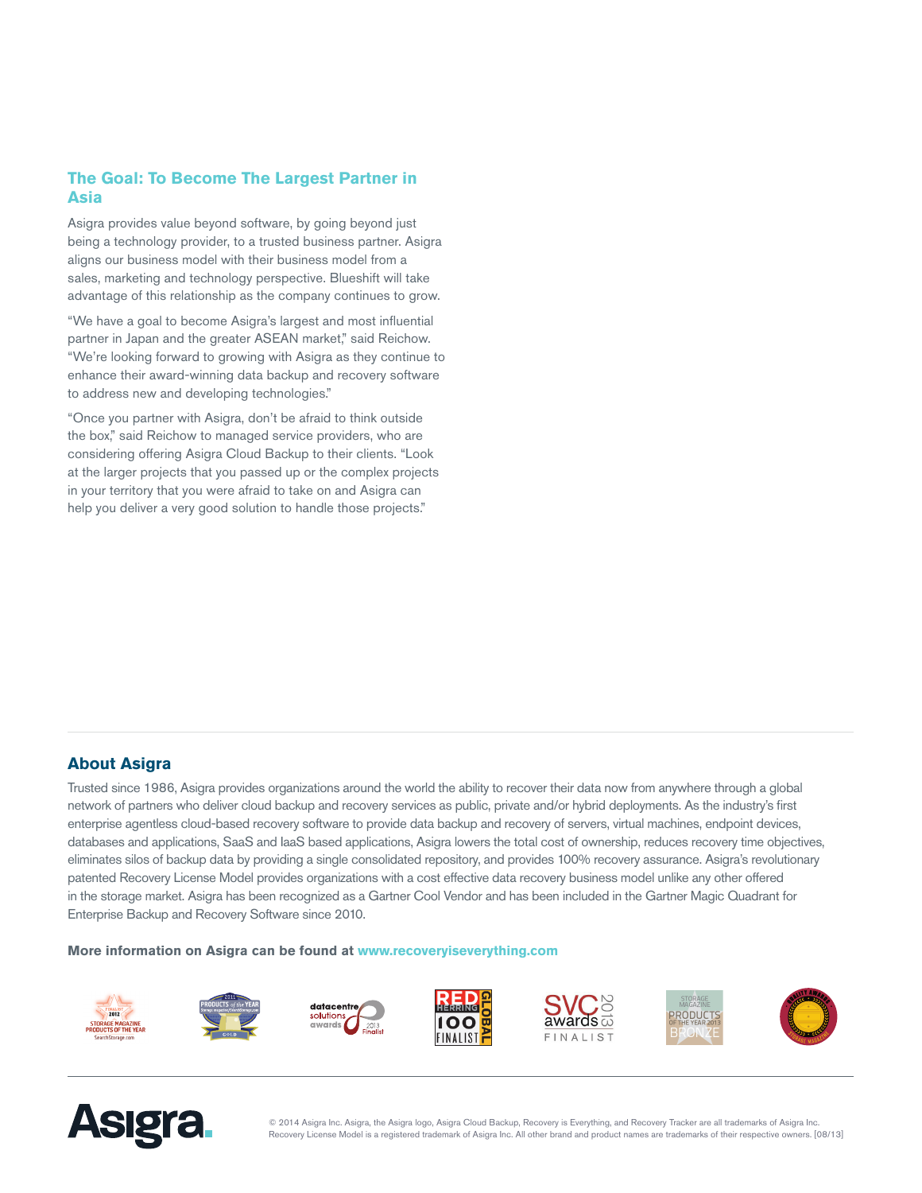## The Goal: To Become The Largest Partner in Asia

Asigra provides value beyond software, by going beyond just being a technology provider, to a trusted business partner. Asigra aligns our business model with their business model from a sales, marketing and technology perspective. Blueshift will take advantage of this relationship as the company continues to grow.

"We have a goal to become Asigra's largest and most influential partner in Japan and the greater ASEAN market," said Reichow. "We're looking forward to growing with Asigra as they continue to enhance their award-winning data backup and recovery software to address new and developing technologies."

"Once you partner with Asigra, don't be afraid to think outside the box," said Reichow to managed service providers, who are considering offering Asigra Cloud Backup to their clients. "Look at the larger projects that you passed up or the complex projects in your territory that you were afraid to take on and Asigra can help you deliver a very good solution to handle those projects."

## About Asigra

Trusted since 1986, Asigra provides organizations around the world the ability to recover their data now from anywhere through a global network of partners who deliver cloud backup and recovery services as public, private and/or hybrid deployments. As the industry's first enterprise agentless cloud-based recovery software to provide data backup and recovery of servers, virtual machines, endpoint devices, databases and applications, SaaS and IaaS based applications, Asigra lowers the total cost of ownership, reduces recovery time objectives, eliminates silos of backup data by providing a single consolidated repository, and provides 100% recovery assurance. Asigra's revolutionary patented Recovery License Model provides organizations with a cost effective data recovery business model unlike any other offered in the storage market. Asigra has been recognized as a Gartner Cool Vendor and has been included in the Gartner Magic Quadrant for Enterprise Backup and Recovery Software since 2010.

**More information on Asigra can be found at www.recoveryiseverything.com**

© 2014 Asigra Inc. Asigra, the Asigra logo, Asigra Cloud Backup, Recovery is Everything, and Recovery Tracker are all trademarks of Asigra Inc. Recovery License Model is a registered trademark of Asigra Inc. All other brand and product names are trademarks of their respective owners. [08/13]